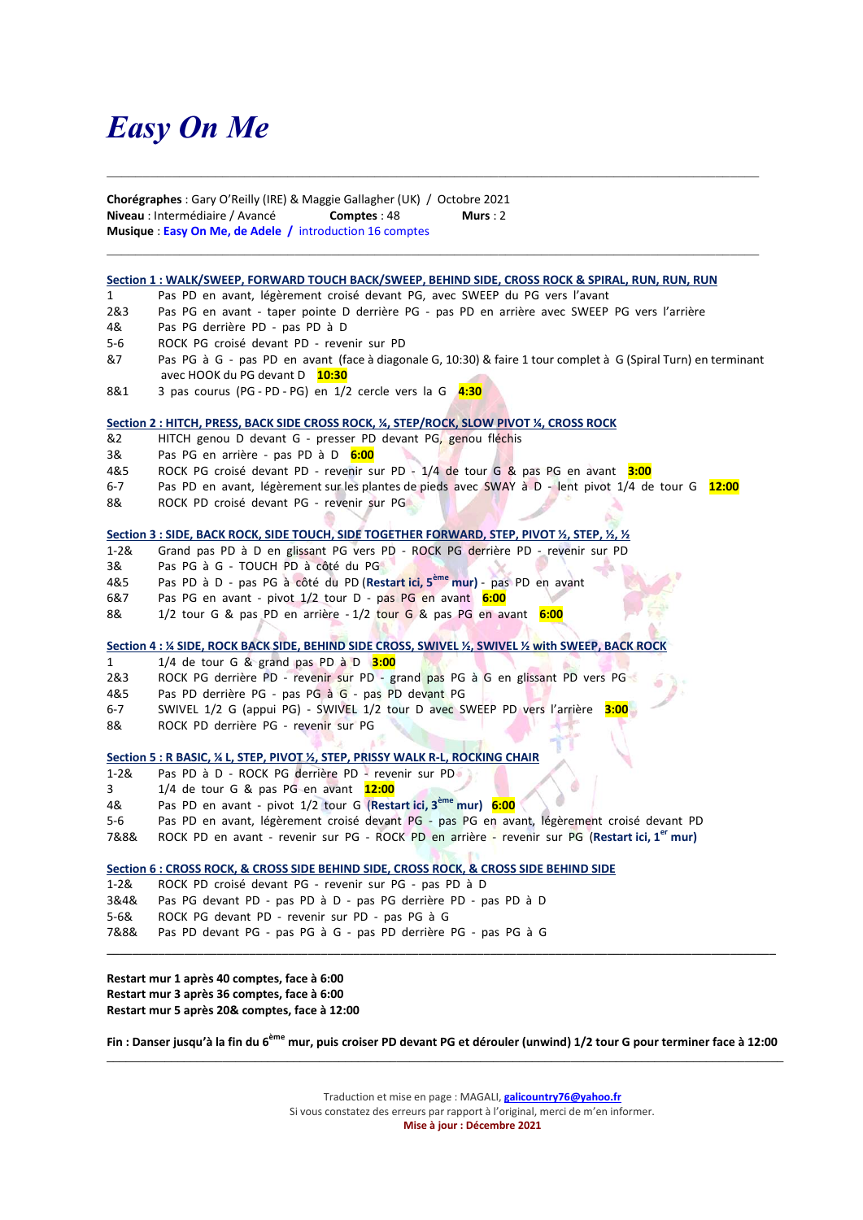// Easy On Me

**Chorégraphes** : Gary O'Reilly (IRE) & Maggie Gallagher (UK) / Octobre 2021
**Niveau** : Intermédiaire / Avancé **Comptes** : 48 **Murs** : 2
**Musique** : Easy On Me, de Adele / introduction 16 comptes

---

**Section 1 : WALK/SWEEP, FORWARD TOUCH BACK/SWEEP, BEHIND SIDE, CROSS ROCK & SPIRAL, RUN, RUN, RUN**

| | |
|---|---|
| 1 | Pas PD en avant, légèrement croisé devant PG, avec SWEEP du PG vers l'avant |
| 2&3 | Pas PG en avant - taper pointe D derrière PG - pas PD en arrière avec SWEEP PG vers l'arrière |
| 4& | Pas PG derrière PD - pas PD à D |
| 5-6 | ROCK PG croisé devant PD - revenir sur PD |
| &7 | Pas PG à G - pas PD en avant (face à diagonale G, 10:30) & faire 1 tour complet à G (Spiral Turn) en terminant avec HOOK du PG devant D **10:30** |
| 8&1 | 3 pas courus (PG - PD - PG) en 1/2 cercle vers la G **4:30** |

**Section 2 : HITCH, PRESS, BACK SIDE CROSS ROCK, ¼, STEP/ROCK, SLOW PIVOT ¼, CROSS ROCK**

| | |
|---|---|
| &2 | HITCH genou D devant G - presser PD devant PG, genou fléchis |
| 3& | Pas PG en arrière - pas PD à D **6:00** |
| 4&5 | ROCK PG croisé devant PD - revenir sur PD - 1/4 de tour G & pas PG en avant **3:00** |
| 6-7 | Pas PD en avant, légèrement sur les plantes de pieds avec SWAY à D - lent pivot 1/4 de tour G **12:00** |
| 8& | ROCK PD croisé devant PG - revenir sur PG |

**Section 3 : SIDE, BACK ROCK, SIDE TOUCH, SIDE TOGETHER FORWARD, STEP, PIVOT ½, STEP, ½, ½**

| | |
|---|---|
| 1-2& | Grand pas PD à D en glissant PG vers PD - ROCK PG derrière PD - revenir sur PD |
| 3& | Pas PG à G - TOUCH PD à côté du PG |
| 4&5 | Pas PD à D - pas PG à côté du PD (**Restart ici, 5ème mur**) - pas PD en avant |
| 6&7 | Pas PG en avant - pivot 1/2 tour D - pas PG en avant **6:00** |
| 8& | 1/2 tour G & pas PD en arrière - 1/2 tour G & pas PG en avant **6:00** |

**Section 4 : ¼ SIDE, ROCK BACK SIDE, BEHIND SIDE CROSS, SWIVEL ½, SWIVEL ½ with SWEEP, BACK ROCK**

| | |
|---|---|
| 1 | 1/4 de tour G & grand pas PD à D **3:00** |
| 2&3 | ROCK PG derrière PD - revenir sur PD - grand pas PG à G en glissant PD vers PG |
| 4&5 | Pas PD derrière PG - pas PG à G - pas PD devant PG |
| 6-7 | SWIVEL 1/2 G (appui PG) - SWIVEL 1/2 tour D avec SWEEP PD vers l'arrière **3:00** |
| 8& | ROCK PD derrière PG - revenir sur PG |

**Section 5 : R BASIC, ¼ L, STEP, PIVOT ½, STEP, PRISSY WALK R-L, ROCKING CHAIR**

| | |
|---|---|
| 1-2& | Pas PD à D - ROCK PG derrière PD - revenir sur PD |
| 3 | 1/4 de tour G & pas PG en avant **12:00** |
| 4& | Pas PD en avant - pivot 1/2 tour G (**Restart ici, 3ème mur**) **6:00** |
| 5-6 | Pas PD en avant, légèrement croisé devant PG - pas PG en avant, légèrement croisé devant PD |
| 7&8& | ROCK PD en avant - revenir sur PG - ROCK PD en arrière - revenir sur PG (**Restart ici, 1er mur**) |

**Section 6 : CROSS ROCK, & CROSS SIDE BEHIND SIDE, CROSS ROCK, & CROSS SIDE BEHIND SIDE**

| | |
|---|---|
| 1-2& | ROCK PD croisé devant PG - revenir sur PG - pas PD à D |
| 3&4& | Pas PG devant PD - pas PD à D - pas PG derrière PD - pas PD à D |
| 5-6& | ROCK PG devant PD - revenir sur PD - pas PG à G |
| 7&8& | Pas PD devant PG - pas PG à G - pas PD derrière PG - pas PG à G |

---

**Restart mur 1 après 40 comptes, face à 6:00**
**Restart mur 3 après 36 comptes, face à 6:00**
**Restart mur 5 après 20& comptes, face à 12:00**

**Fin : Danser jusqu'à la fin du 6ème mur, puis croiser PD devant PG et dérouler (unwind) 1/2 tour G pour terminer face à 12:00**

---

Traduction et mise en page : MAGALI, **galicountry76@yahoo.fr**
Si vous constatez des erreurs par rapport à l'original, merci de m'en informer.
**Mise à jour : Décembre 2021**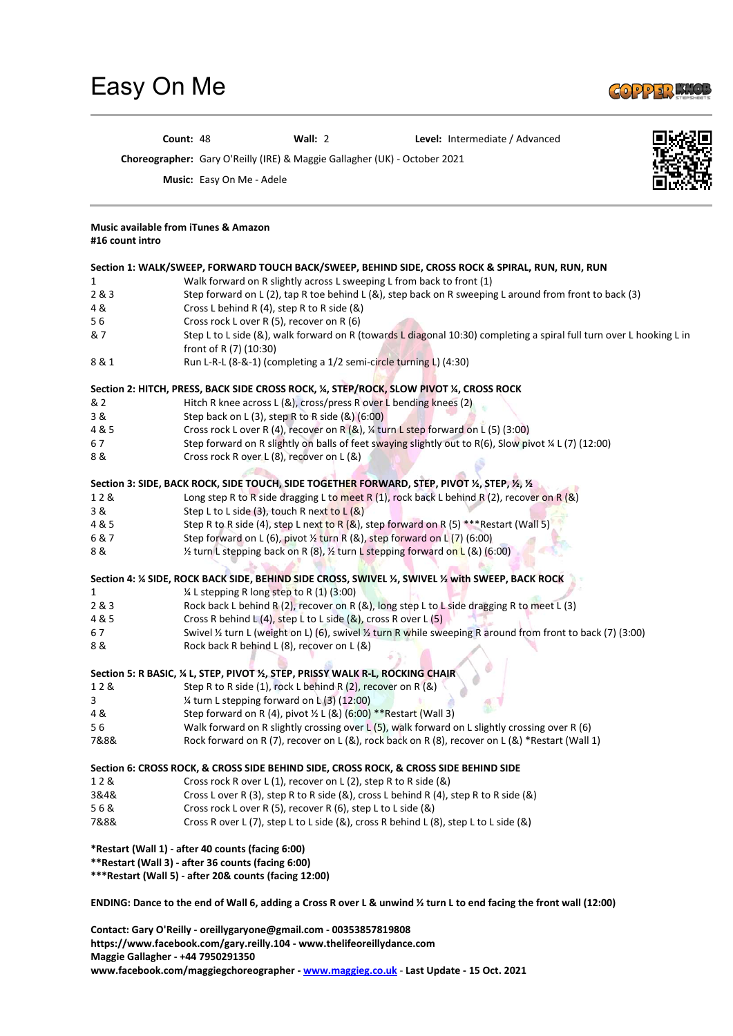# Easy On Me

**Count:** 48 **Wall:** 2 **Level:** Intermediate / Advanced

**Choreographer:** Gary O'Reilly (IRE) & Maggie Gallagher (UK) - October 2021

**Music:** Easy On Me - Adele

**Music available from iTunes & Amazon**
**#16 count intro**

**Section 1: WALK/SWEEP, FORWARD TOUCH BACK/SWEEP, BEHIND SIDE, CROSS ROCK & SPIRAL, RUN, RUN, RUN**

| | |
|---|---|
| 1 | Walk forward on R slightly across L sweeping L from back to front (1) |
| 2 & 3 | Step forward on L (2), tap R toe behind L (&), step back on R sweeping L around from front to back (3) |
| 4 & | Cross L behind R (4), step R to R side (&) |
| 5 6 | Cross rock L over R (5), recover on R (6) |
| & 7 | Step L to L side (&), walk forward on R (towards L diagonal 10:30) completing a spiral full turn over L hooking L in front of R (7) (10:30) |
| 8 & 1 | Run L-R-L (8-&-1) (completing a 1/2 semi-circle turning L) (4:30) |

**Section 2: HITCH, PRESS, BACK SIDE CROSS ROCK, ¼, STEP/ROCK, SLOW PIVOT ¼, CROSS ROCK**

| | |
|---|---|
| & 2 | Hitch R knee across L (&), cross/press R over L bending knees (2) |
| 3 & | Step back on L (3), step R to R side (&) (6:00) |
| 4 & 5 | Cross rock L over R (4), recover on R (&), ¼ turn L step forward on L (5) (3:00) |
| 6 7 | Step forward on R slightly on balls of feet swaying slightly out to R(6), Slow pivot ¼ L (7) (12:00) |
| 8 & | Cross rock R over L (8), recover on L (&) |

**Section 3: SIDE, BACK ROCK, SIDE TOUCH, SIDE TOGETHER FORWARD, STEP, PIVOT ½, STEP, ½, ½**

| | |
|---|---|
| 1 2 & | Long step R to R side dragging L to meet R (1), rock back L behind R (2), recover on R (&) |
| 3 & | Step L to L side (3), touch R next to L (&) |
| 4 & 5 | Step R to R side (4), step L next to R (&), step forward on R (5) ***Restart (Wall 5) |
| 6 & 7 | Step forward on L (6), pivot ½ turn R (&), step forward on L (7) (6:00) |
| 8 & | ½ turn L stepping back on R (8), ½ turn L stepping forward on L (&) (6:00) |

**Section 4: ¼ SIDE, ROCK BACK SIDE, BEHIND SIDE CROSS, SWIVEL ½, SWIVEL ½ with SWEEP, BACK ROCK**

| | |
|---|---|
| 1 | ¼ L stepping R long step to R (1) (3:00) |
| 2 & 3 | Rock back L behind R (2), recover on R (&), long step L to L side dragging R to meet L (3) |
| 4 & 5 | Cross R behind L (4), step L to L side (&), cross R over L (5) |
| 6 7 | Swivel ½ turn L (weight on L) (6), swivel ½ turn R while sweeping R around from front to back (7) (3:00) |
| 8 & | Rock back R behind L (8), recover on L (&) |

**Section 5: R BASIC, ¼ L, STEP, PIVOT ½, STEP, PRISSY WALK R-L, ROCKING CHAIR**

| | |
|---|---|
| 1 2 & | Step R to R side (1), rock L behind R (2), recover on R (&) |
| 3 | ¼ turn L stepping forward on L (3) (12:00) |
| 4 & | Step forward on R (4), pivot ½ L (&) (6:00) **Restart (Wall 3) |
| 5 6 | Walk forward on R slightly crossing over L (5), walk forward on L slightly crossing over R (6) |
| 7&8& | Rock forward on R (7), recover on L (&), rock back on R (8), recover on L (&) *Restart (Wall 1) |

**Section 6: CROSS ROCK, & CROSS SIDE BEHIND SIDE, CROSS ROCK, & CROSS SIDE BEHIND SIDE**

| | |
|---|---|
| 1 2 & | Cross rock R over L (1), recover on L (2), step R to R side (&) |
| 3&4& | Cross L over R (3), step R to R side (&), cross L behind R (4), step R to R side (&) |
| 5 6 & | Cross rock L over R (5), recover R (6), step L to L side (&) |
| 7&8& | Cross R over L (7), step L to L side (&), cross R behind L (8), step L to L side (&) |

**\*Restart (Wall 1) - after 40 counts (facing 6:00)**
**\*\*Restart (Wall 3) - after 36 counts (facing 6:00)**
**\*\*\*Restart (Wall 5) - after 20& counts (facing 12:00)**

**ENDING: Dance to the end of Wall 6, adding a Cross R over L & unwind ½ turn L to end facing the front wall (12:00)**

**Contact: Gary O'Reilly - oreillygaryone@gmail.com - 00353857819808**
**https://www.facebook.com/gary.reilly.104 - www.thelifeoreillydance.com**
**Maggie Gallagher - +44 7950291350**
**www.facebook.com/maggiegchoreographer - www.maggieg.co.uk - Last Update - 15 Oct. 2021**